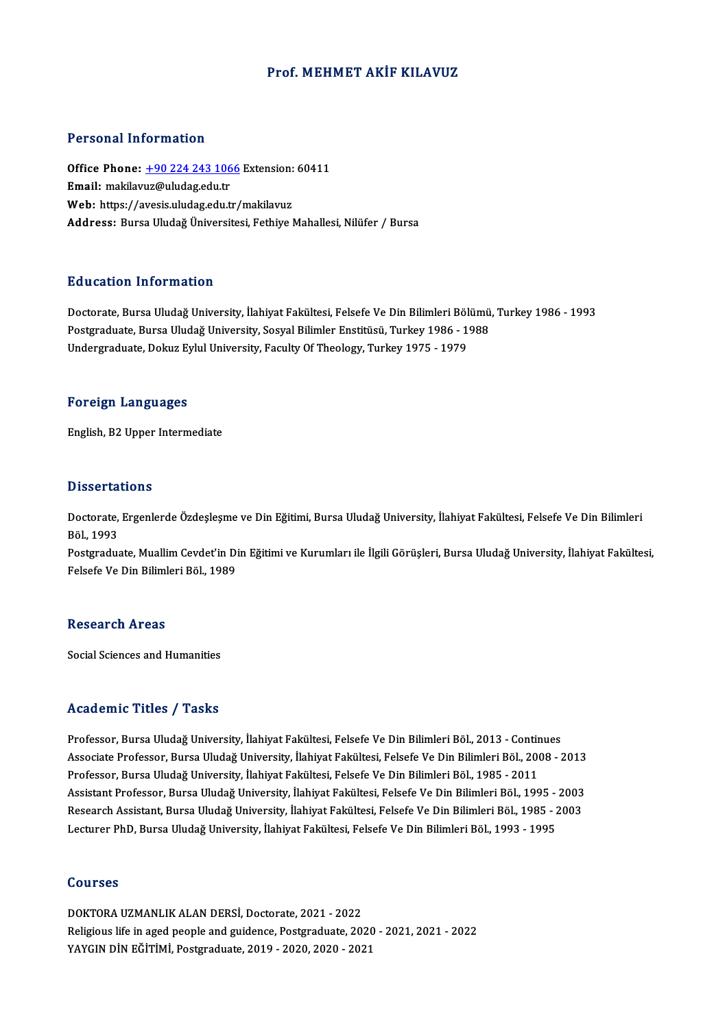# Prof. MEHMET AKİF KILAVUZ

## Personal Information

**Office Phone:** +90 224 243 1066 Extension: 60411
**Email:** makilavuz@uludag.edu.tr
**Web:** https://avesis.uludag.edu.tr/makilavuz
**Address:** Bursa Uludağ Üniversitesi, Fethiye Mahallesi, Nilüfer / Bursa

## Education Information

Doctorate, Bursa Uludağ University, İlahiyat Fakültesi, Felsefe Ve Din Bilimleri Bölümü, Turkey 1986 - 1993
Postgraduate, Bursa Uludağ University, Sosyal Bilimler Enstitüsü, Turkey 1986 - 1988
Undergraduate, Dokuz Eylul University, Faculty Of Theology, Turkey 1975 - 1979

## Foreign Languages

English, B2 Upper Intermediate

## Dissertations

Doctorate, Ergenlerde Özdeşleşme ve Din Eğitimi, Bursa Uludağ University, İlahiyat Fakültesi, Felsefe Ve Din Bilimleri Böl., 1993
Postgraduate, Muallim Cevdet'in Din Eğitimi ve Kurumları ile İlgili Görüşleri, Bursa Uludağ University, İlahiyat Fakültesi, Felsefe Ve Din Bilimleri Böl., 1989

## Research Areas

Social Sciences and Humanities

## Academic Titles / Tasks

Professor, Bursa Uludağ University, İlahiyat Fakültesi, Felsefe Ve Din Bilimleri Böl., 2013 - Continues
Associate Professor, Bursa Uludağ University, İlahiyat Fakültesi, Felsefe Ve Din Bilimleri Böl., 2008 - 2013
Professor, Bursa Uludağ University, İlahiyat Fakültesi, Felsefe Ve Din Bilimleri Böl., 1985 - 2011
Assistant Professor, Bursa Uludağ University, İlahiyat Fakültesi, Felsefe Ve Din Bilimleri Böl., 1995 - 2003
Research Assistant, Bursa Uludağ University, İlahiyat Fakültesi, Felsefe Ve Din Bilimleri Böl., 1985 - 2003
Lecturer PhD, Bursa Uludağ University, İlahiyat Fakültesi, Felsefe Ve Din Bilimleri Böl., 1993 - 1995

## Courses

DOKTORA UZMANLIK ALAN DERSİ, Doctorate, 2021 - 2022
Religious life in aged people and guidence, Postgraduate, 2020 - 2021, 2021 - 2022
YAYGIN DİN EĞİTİMİ, Postgraduate, 2019 - 2020, 2020 - 2021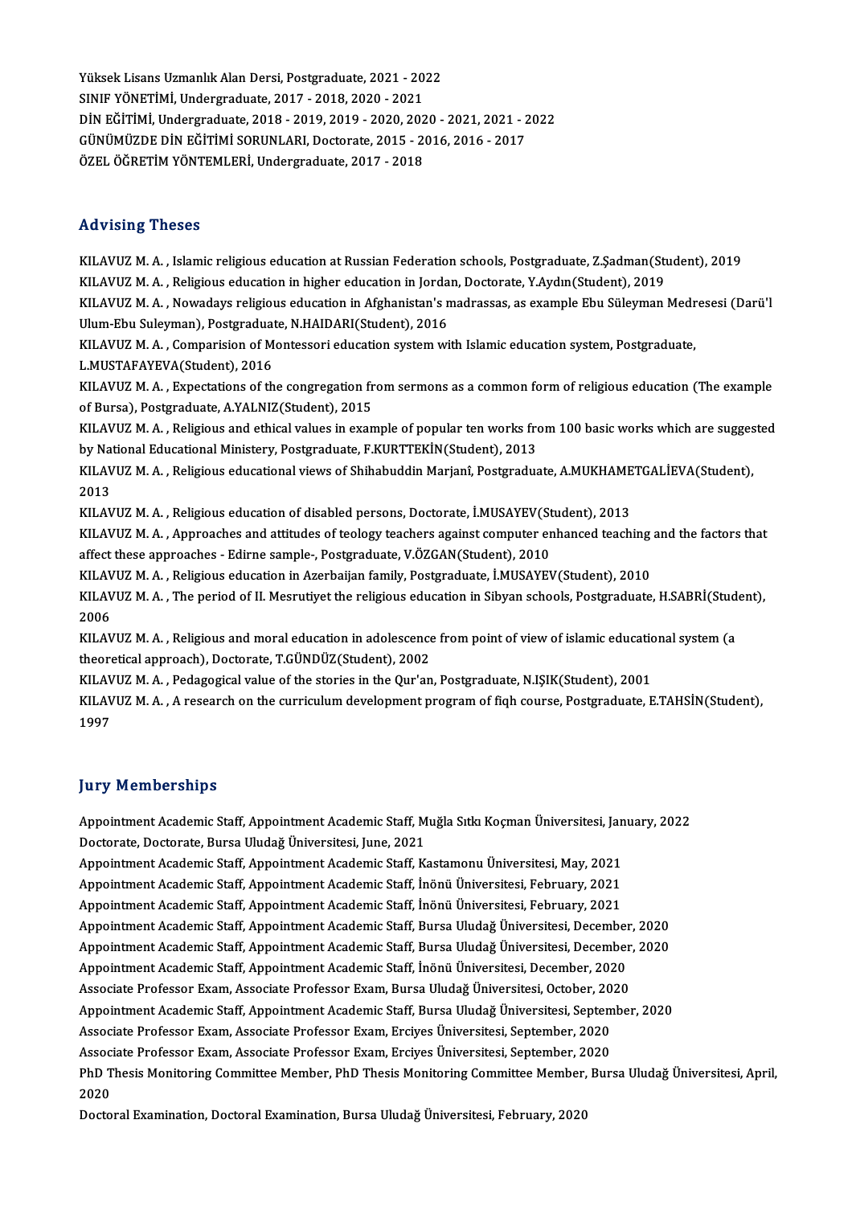Yüksek Lisans Uzmanlık Alan Dersi, Postgraduate, 2021 - 2022
SINIF YÖNETİMİ, Undergraduate, 2017 - 2018, 2020 - 2021
DİN EĞİTİMİ, Undergraduate, 2018 - 2019, 2019 - 2020, 2020 - 2021, 2021 - 2022
GÜNÜMÜZDE DİN EĞİTİMİ SORUNLARI, Doctorate, 2015 - 2016, 2016 - 2017
ÖZEL ÖĞRETİM YÖNTEMLERİ, Undergraduate, 2017 - 2018

## Advising Theses

KILAVUZ M. A. , Islamic religious education at Russian Federation schools, Postgraduate, Z.Şadman(Student), 2019
KILAVUZ M. A. , Religious education in higher education in Jordan, Doctorate, Y.Aydın(Student), 2019
KILAVUZ M. A. , Nowadays religious education in Afghanistan's madrassas, as example Ebu Süleyman Medresesi (Darü'l Ulum-Ebu Suleyman), Postgraduate, N.HAIDARI(Student), 2016
KILAVUZ M. A. , Comparision of Montessori education system with Islamic education system, Postgraduate, L.MUSTAFAYEVA(Student), 2016
KILAVUZ M. A. , Expectations of the congregation from sermons as a common form of religious education (The example of Bursa), Postgraduate, A.YALNIZ(Student), 2015
KILAVUZ M. A. , Religious and ethical values in example of popular ten works from 100 basic works which are suggested by National Educational Ministery, Postgraduate, F.KURTTEKİN(Student), 2013
KILAVUZ M. A. , Religious educational views of Shihabuddin Marjanî, Postgraduate, A.MUKHAMETGALİEVA(Student), 2013
KILAVUZ M. A. , Religious education of disabled persons, Doctorate, İ.MUSAYEV(Student), 2013
KILAVUZ M. A. , Approaches and attitudes of teology teachers against computer enhanced teaching and the factors that affect these approaches - Edirne sample-, Postgraduate, V.ÖZGAN(Student), 2010
KILAVUZ M. A. , Religious education in Azerbaijan family, Postgraduate, İ.MUSAYEV(Student), 2010
KILAVUZ M. A. , The period of II. Mesrutiyet the religious education in Sibyan schools, Postgraduate, H.SABRİ(Student), 2006
KILAVUZ M. A. , Religious and moral education in adolescence from point of view of islamic educational system (a theoretical approach), Doctorate, T.GÜNDÜZ(Student), 2002
KILAVUZ M. A. , Pedagogical value of the stories in the Qur'an, Postgraduate, N.IŞIK(Student), 2001
KILAVUZ M. A. , A research on the curriculum development program of fiqh course, Postgraduate, E.TAHSİN(Student), 1997

## Jury Memberships

Appointment Academic Staff, Appointment Academic Staff, Muğla Sıtkı Koçman Üniversitesi, January, 2022
Doctorate, Doctorate, Bursa Uludağ Üniversitesi, June, 2021
Appointment Academic Staff, Appointment Academic Staff, Kastamonu Üniversitesi, May, 2021
Appointment Academic Staff, Appointment Academic Staff, İnönü Üniversitesi, February, 2021
Appointment Academic Staff, Appointment Academic Staff, İnönü Üniversitesi, February, 2021
Appointment Academic Staff, Appointment Academic Staff, Bursa Uludağ Üniversitesi, December, 2020
Appointment Academic Staff, Appointment Academic Staff, Bursa Uludağ Üniversitesi, December, 2020
Appointment Academic Staff, Appointment Academic Staff, İnönü Üniversitesi, December, 2020
Associate Professor Exam, Associate Professor Exam, Bursa Uludağ Üniversitesi, October, 2020
Appointment Academic Staff, Appointment Academic Staff, Bursa Uludağ Üniversitesi, September, 2020
Associate Professor Exam, Associate Professor Exam, Erciyes Üniversitesi, September, 2020
Associate Professor Exam, Associate Professor Exam, Erciyes Üniversitesi, September, 2020
PhD Thesis Monitoring Committee Member, PhD Thesis Monitoring Committee Member, Bursa Uludağ Üniversitesi, April, 2020
Doctoral Examination, Doctoral Examination, Bursa Uludağ Üniversitesi, February, 2020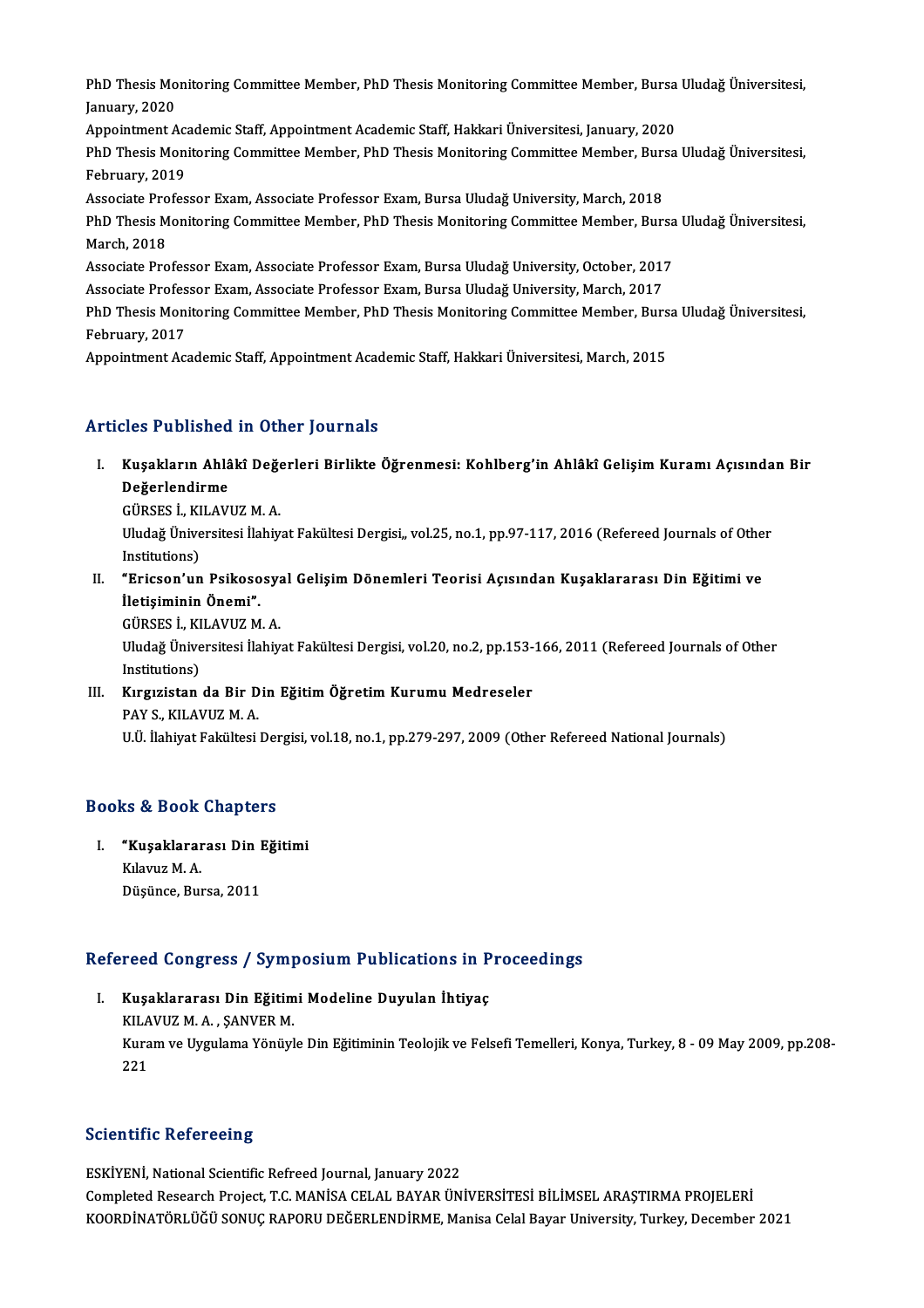PhD Thesis Monitoring Committee Member, PhD Thesis Monitoring Committee Member, Bursa Uludağ Üniversitesi, January, 2020

Appointment Academic Staff, Appointment Academic Staff, Hakkari Üniversitesi, January, 2020

PhD Thesis Monitoring Committee Member, PhD Thesis Monitoring Committee Member, Bursa Uludağ Üniversitesi, February, 2019

Associate Professor Exam, Associate Professor Exam, Bursa Uludağ University, March, 2018

PhD Thesis Monitoring Committee Member, PhD Thesis Monitoring Committee Member, Bursa Uludağ Üniversitesi, March, 2018

Associate Professor Exam, Associate Professor Exam, Bursa Uludağ University, October, 2017

Associate Professor Exam, Associate Professor Exam, Bursa Uludağ University, March, 2017

PhD Thesis Monitoring Committee Member, PhD Thesis Monitoring Committee Member, Bursa Uludağ Üniversitesi, February, 2017

Appointment Academic Staff, Appointment Academic Staff, Hakkari Üniversitesi, March, 2015

## Articles Published in Other Journals

I. **Kuşakların Ahlâkî Değerleri Birlikte Öğrenmesi: Kohlberg'in Ahlâkî Gelişim Kuramı Açısından Bir Değerlendirme**
   GÜRSES İ., KILAVUZ M. A.
   Uludağ Üniversitesi İlahiyat Fakültesi Dergisi,, vol.25, no.1, pp.97-117, 2016 (Refereed Journals of Other Institutions)

II. **"Ericson'un Psikososyal Gelişim Dönemleri Teorisi Açısından Kuşaklararası Din Eğitimi ve İletişiminin Önemi".**
   GÜRSES İ., KILAVUZ M. A.
   Uludağ Üniversitesi İlahiyat Fakültesi Dergisi, vol.20, no.2, pp.153-166, 2011 (Refereed Journals of Other Institutions)

III. **Kırgızistan da Bir Din Eğitim Öğretim Kurumu Medreseler**
   PAY S., KILAVUZ M. A.
   U.Ü. İlahiyat Fakültesi Dergisi, vol.18, no.1, pp.279-297, 2009 (Other Refereed National Journals)

## Books & Book Chapters

I. **"Kuşaklararası Din Eğitimi**
   Kılavuz M. A.
   Düşünce, Bursa, 2011

## Refereed Congress / Symposium Publications in Proceedings

I. **Kuşaklararası Din Eğitimi Modeline Duyulan İhtiyaç**
   KILAVUZ M. A. , ŞANVER M.
   Kuram ve Uygulama Yönüyle Din Eğitiminin Teolojik ve Felsefi Temelleri, Konya, Turkey, 8 - 09 May 2009, pp.208-221

## Scientific Refereeing

ESKİYENİ, National Scientific Refreed Journal, January 2022

Completed Research Project, T.C. MANİSA CELAL BAYAR ÜNİVERSİTESİ BİLİMSEL ARAŞTIRMA PROJELERİ KOORDİNATÖRLÜĞÜ SONUÇ RAPORU DEĞERLENDİRME, Manisa Celal Bayar University, Turkey, December 2021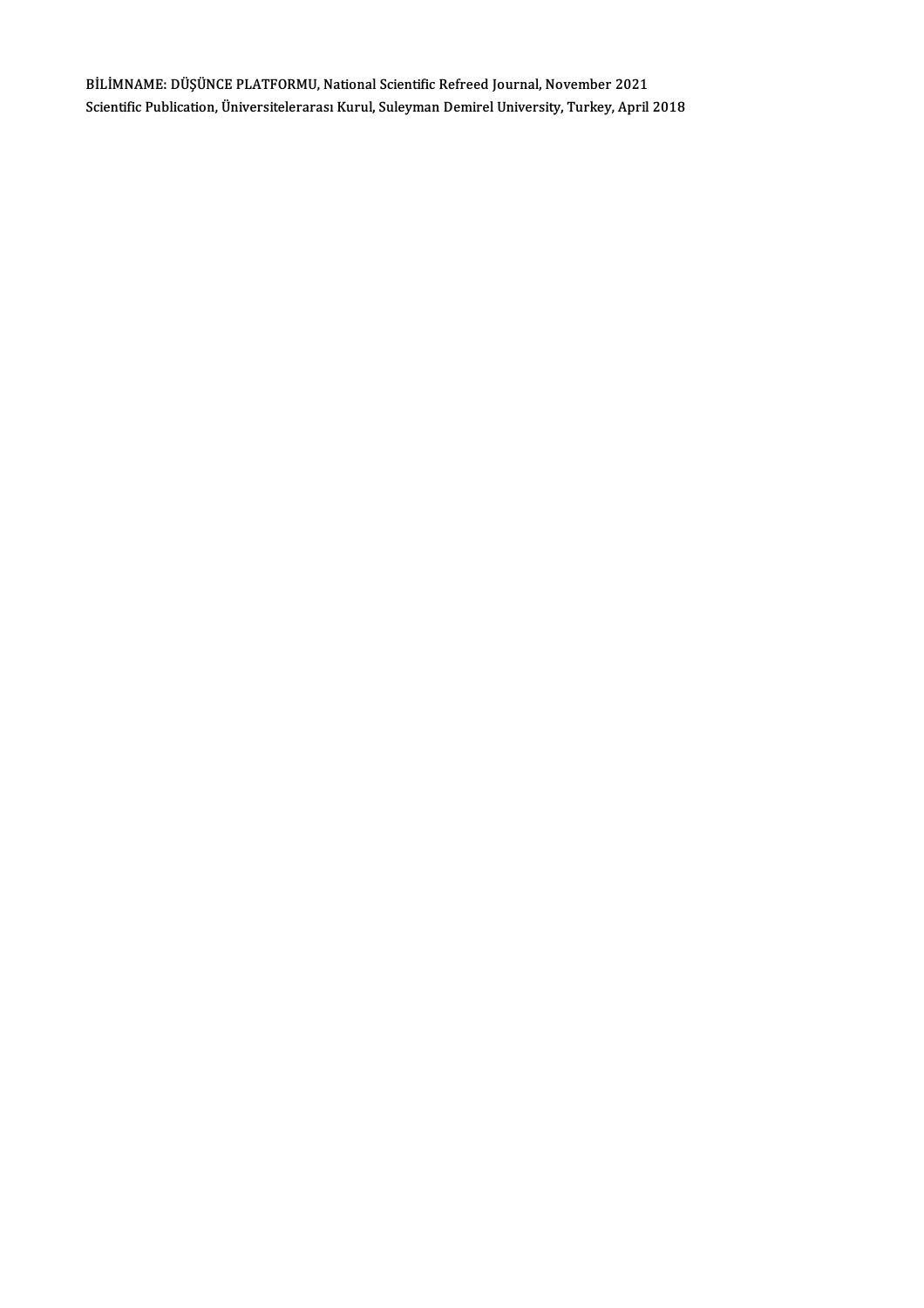BİLİMNAME: DÜŞÜNCE PLATFORMU, National Scientific Refreed Journal, November 2021

Scientific Publication, Üniversitelerarası Kurul, Suleyman Demirel University, Turkey, April 2018